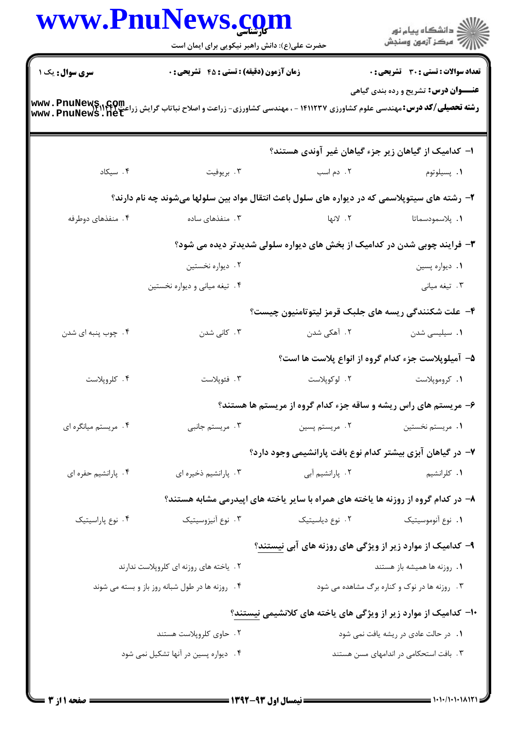**سری سوال:** یک ۱ | **زمان آزمون (دقیقه) : تستی : ۴۵ تشریحی : ۰** | **تعداد سوالات : تستی : ۳۰ تشریحی : ۰**

**عنـــوان درس:** تشریح و رده بندی گیاهی

**رشته تحصیلی/کد درس:** مهندسی علوم کشاورزی ۱۴۱۱۲۳۷ - ، مهندسی کشاورزی- زراعت و اصلاح نباتات گرایش زراعت۱۴۱۱۴۲۷

۱- کدامیک از گیاهان زیر جزء گیاهان غیر آوندی هستند؟

۱. پسیلوتوم ۲. دم اسب ۳. بریوفیت ۴. سیکاد

۲- رشته های سیتوپلاسمی که در دیواره های سلول باعث انتقال مواد بین سلولها می‌شوند چه نام دارند؟

۱. پلاسمودسماتا ۲. لانها ۳. منفذهای ساده ۴. منفذهای دوطرفه

۳- فرایند چوبی شدن در کدامیک از بخش های دیواره سلولی شدیدتر دیده می شود؟

۱. دیواره پسین ۲. دیواره نخستین ۳. تیغه میانی ۴. تیغه میانی و دیواره نخستین

۴- علت شکنندگی ریسه های جلبک قرمز لیتوتامنیون چیست؟

۱. سیلیسی شدن ۲. آهکی شدن ۳. کانی شدن ۴. چوب پنبه ای شدن

۵- آمیلوپلاست جزء کدام گروه از انواع پلاست ها است؟

۱. کروموپلاست ۲. لوکوپلاست ۳. فئوپلاست ۴. کلروپلاست

۶- مریستم های راس ریشه و ساقه جزء کدام گروه از مریستم ها هستند؟

۱. مریستم نخستین ۲. مریستم پسین ۳. مریستم جانبی ۴. مریستم میانگره ای

۷- در گیاهان آبزی بیشتر کدام نوع بافت پارانشیمی وجود دارد؟

۱. کلرانشیم ۲. پارانشیم آبی ۳. پارانشیم ذخیره ای ۴. پارانشیم حفره ای

۸- در کدام گروه از روزنه ها یاخته های همراه با سایر یاخته های اپیدرمی مشابه هستند؟

۱. نوع آنوموسیتیک ۲. نوع دیاسیتیک ۳. نوع آنیزوسیتیک ۴. نوع پاراسیتیک

۹- کدامیک از موارد زیر از ویژگی های روزنه های آبی نیستند؟

۱. روزنه ها همیشه باز هستند ۲. یاخته های روزنه ای کلروپلاست ندارند

۳. روزنه ها در نوک و کناره برگ مشاهده می شود ۴. روزنه ها در طول شبانه روز باز و بسته می شوند

۱۰- کدامیک از موارد زیر از ویژگی های یاخته های کلانشیمی نیستند؟

۱. در حالت عادی در ریشه یافت نمی شود ۲. حاوی کلروپلاست هستند

۳. بافت استحکامی در اندامهای مسن هستند ۴. دیواره پسین در آنها تشکیل نمی شود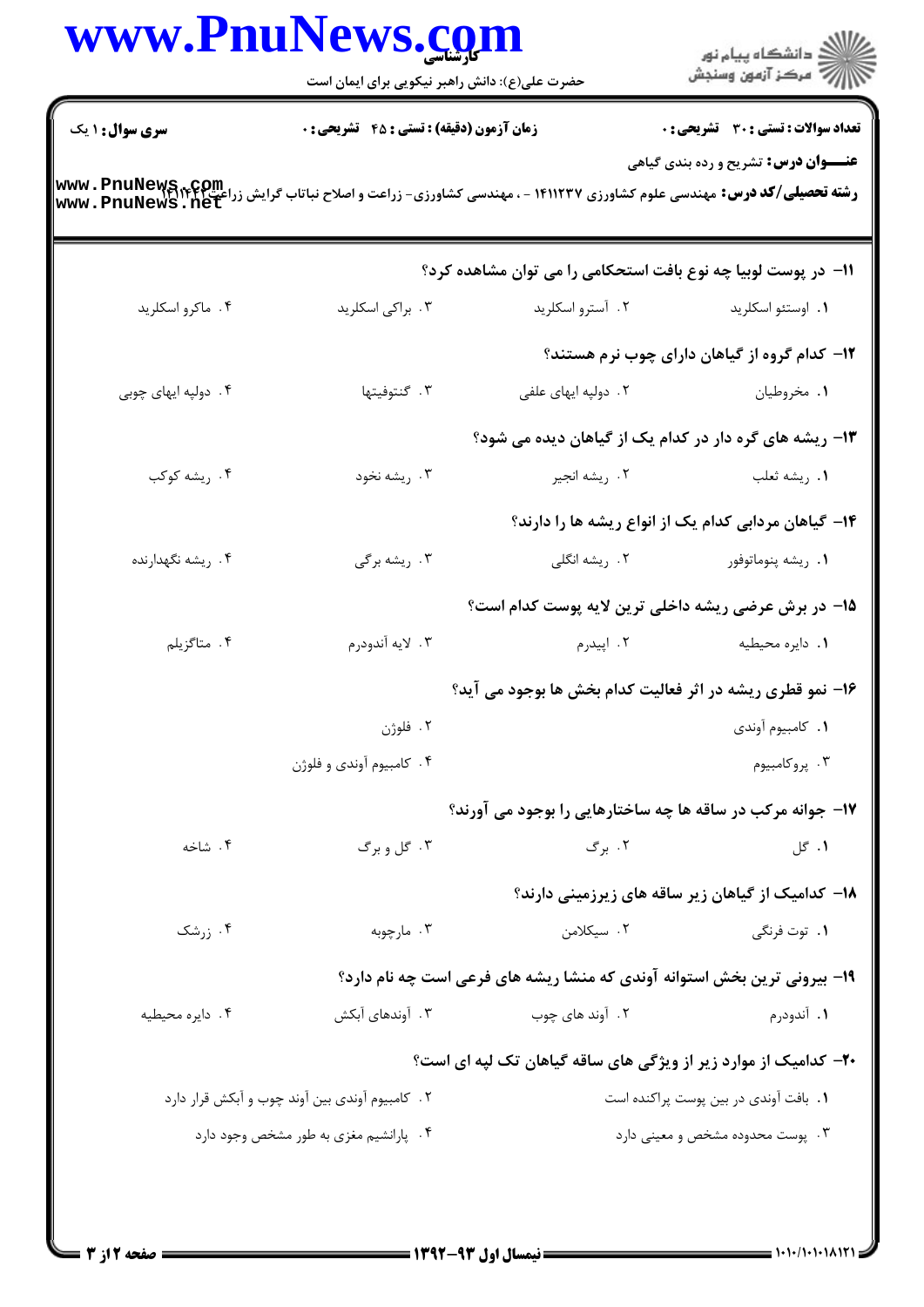**سری سوال:** ۱ یک | **زمان آزمون (دقیقه) : تستی : ۴۵ تشریحی : ۰** | **تعداد سوالات : تستی : ۳۰ تشریحی : ۰**

**عنـــوان درس:** تشریح و رده بندی گیاهی

**رشته تحصیلی/کد درس:** مهندسی علوم کشاورزی ۱۴۱۱۲۳۷ - ، مهندسی کشاورزی- زراعت و اصلاح نباتات گرایش زراعت۱۴۱۱۴۴۲

۱۱- در پوست لوبیا چه نوع بافت استحکامی را می توان مشاهده کرد؟

۱. اوستئو اسکلرید
۲. استرو اسکلرید
۳. براکی اسکلرید
۴. ماکرو اسکلرید

۱۲- کدام گروه از گیاهان دارای چوب نرم هستند؟

۱. مخروطیان
۲. دولپه ایهای علفی
۳. گنتوفیتها
۴. دولپه ایهای چوبی

۱۳- ریشه های گره دار در کدام یک از گیاهان دیده می شود؟

۱. ریشه ثعلب
۲. ریشه انجیر
۳. ریشه نخود
۴. ریشه کوکب

۱۴- گیاهان مردابی کدام یک از انواع ریشه ها را دارند؟

۱. ریشه پنوماتوفور
۲. ریشه انگلی
۳. ریشه برگی
۴. ریشه نگهدارنده

۱۵- در برش عرضی ریشه داخلی ترین لایه پوست کدام است؟

۱. دایره محیطیه
۲. اپیدرم
۳. لایه آندودرم
۴. متاگزیلم

۱۶- نمو قطری ریشه در اثر فعالیت کدام بخش ها بوجود می آید؟

۱. کامبیوم آوندی
۲. فلوژن
۳. پروکامبیوم
۴. کامبیوم آوندی و فلوژن

۱۷- جوانه مرکب در ساقه ها چه ساختارهایی را بوجود می آورند؟

۱. گل
۲. برگ
۳. گل و برگ
۴. شاخه

۱۸- کدامیک از گیاهان زیر ساقه های زیرزمینی دارند؟

۱. توت فرنگی
۲. سیکلامن
۳. مارچوبه
۴. زرشک

۱۹- بیرونی ترین بخش استوانه آوندی که منشا ریشه های فرعی است چه نام دارد؟

۱. آندودرم
۲. آوند های چوب
۳. آوندهای آبکش
۴. دایره محیطیه

۲۰- کدامیک از موارد زیر از ویژگی های ساقه گیاهان تک لپه ای است؟

۱. بافت آوندی در بین پوست پراکنده است
۲. کامبیوم آوندی بین آوند چوب و آبکش قرار دارد
۳. پوست محدوده مشخص و معینی دارد
۴. پارانشیم مغزی به طور مشخص وجود دارد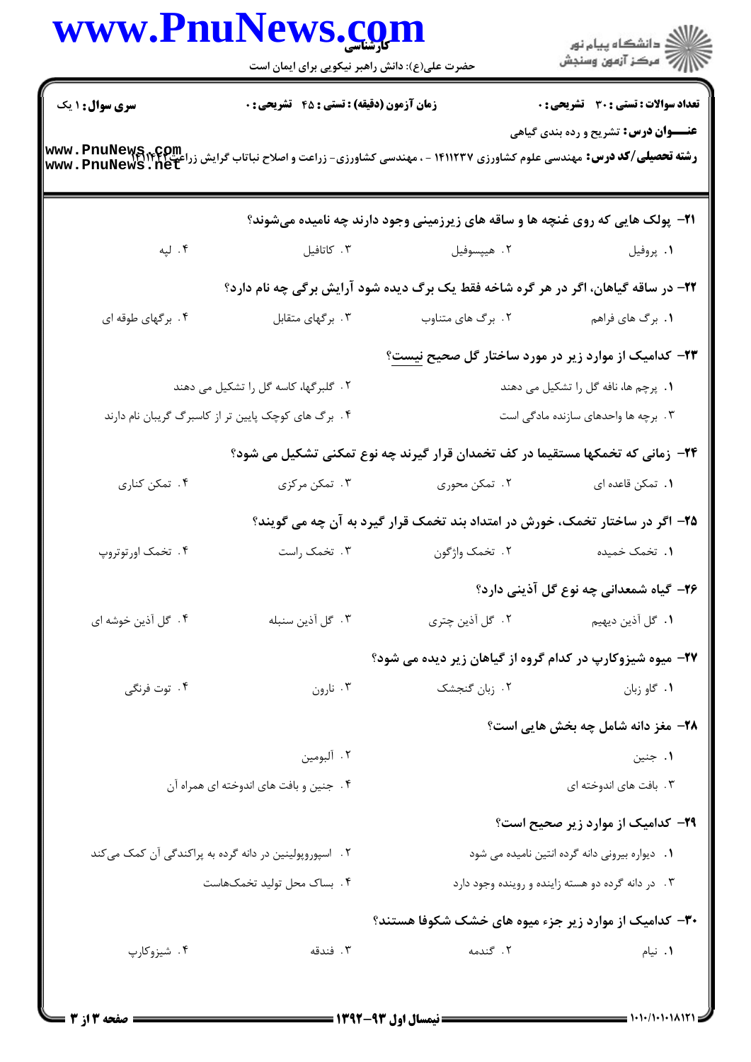**سری سوال:** ۱ یک | **زمان آزمون (دقیقه) : تستی : ۴۵ تشریحی : ۰** | **تعداد سوالات : تستی : ۳۰ تشریحی : ۰**

**عنـــوان درس:** تشریح و رده بندی گیاهی

**رشته تحصیلی/کد درس:** مهندسی علوم کشاورزی ۱۴۱۱۲۳۷ - ، مهندسی کشاورزی- زراعت و اصلاح نباتات گرایش زراعت۱۴۱۱۴۴۲

---

**۲۱- پولک هایی که روی غنچه ها و ساقه های زیرزمینی وجود دارند چه نامیده می‌شوند؟**

۱. پروفیل ۲. هیپسوفیل ۳. کاتافیل ۴. لپه

**۲۲- در ساقه گیاهان، اگر در هر گره شاخه فقط یک برگ دیده شود آرایش برگی چه نام دارد؟**

۱. برگ های فراهم ۲. برگ های متناوب ۳. برگهای متقابل ۴. برگهای طوقه ای

**۲۳- کدامیک از موارد زیر در مورد ساختار گل صحیح نیست؟**

۱. پرچم ها، نافه گل را تشکیل می دهند

۲. گلبرگها، کاسه گل را تشکیل می دهند

۳. برچه ها واحدهای سازنده مادگی است

۴. برگ های کوچک پایین تر از کاسبرگ گریبان نام دارند

**۲۴- زمانی که تخمکها مستقیما در کف تخمدان قرار گیرند چه نوع تمکنی تشکیل می شود؟**

۱. تمکن قاعده ای ۲. تمکن محوری ۳. تمکن مرکزی ۴. تمکن کناری

**۲۵- اگر در ساختار تخمک، خورش در امتداد بند تخمک قرار گیرد به آن چه می گویند؟**

۱. تخمک خمیده ۲. تخمک واژگون ۳. تخمک راست ۴. تخمک اورتوتروپ

**۲۶- گیاه شمعدانی چه نوع گل آذینی دارد؟**

۱. گل آذین دیهیم ۲. گل آذین چتری ۳. گل آذین سنبله ۴. گل آذین خوشه ای

**۲۷- میوه شیزوکارپ در کدام گروه از گیاهان زیر دیده می شود؟**

۱. گاو زبان ۲. زبان گنجشک ۳. نارون ۴. توت فرنگی

**۲۸- مغز دانه شامل چه بخش هایی است؟**

۱. جنین

۲. آلبومین

۳. بافت های اندوخته ای

۴. جنین و بافت های اندوخته ای همراه آن

**۲۹- کدامیک از موارد زیر صحیح است؟**

۱. دیواره بیرونی دانه گرده انتین نامیده می شود

۲. اسپوروپولینین در دانه گرده به پراکندگی آن کمک می‌کند

۳. در دانه گرده دو هسته زاینده و رویننده وجود دارد

۴. بساک محل تولید تخمک‌هاست

**۳۰- کدامیک از موارد زیر جزء میوه های خشک شکوفا هستند؟**

۱. نیام ۲. گندمه ۳. فندقه ۴. شیزوکارپ